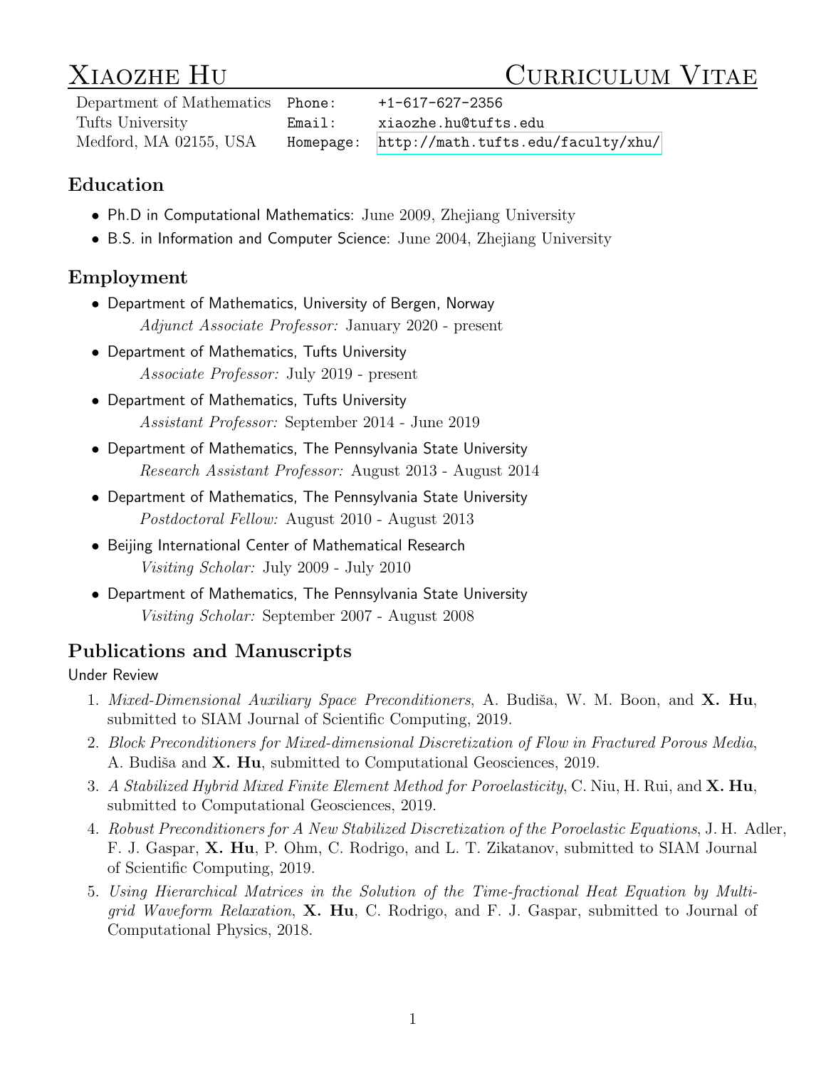# Xiaozhe Hu — Curriculum Vitae

Department of Mathematics
Tufts University
Medford, MA 02155, USA

Phone: +1-617-627-2356
Email: xiaozhe.hu@tufts.edu
Homepage: http://math.tufts.edu/faculty/xhu/

## Education

- Ph.D in Computational Mathematics: June 2009, Zhejiang University
- B.S. in Information and Computer Science: June 2004, Zhejiang University

## Employment

- Department of Mathematics, University of Bergen, Norway
  *Adjunct Associate Professor:* January 2020 - present
- Department of Mathematics, Tufts University
  *Associate Professor:* July 2019 - present
- Department of Mathematics, Tufts University
  *Assistant Professor:* September 2014 - June 2019
- Department of Mathematics, The Pennsylvania State University
  *Research Assistant Professor:* August 2013 - August 2014
- Department of Mathematics, The Pennsylvania State University
  *Postdoctoral Fellow:* August 2010 - August 2013
- Beijing International Center of Mathematical Research
  *Visiting Scholar:* July 2009 - July 2010
- Department of Mathematics, The Pennsylvania State University
  *Visiting Scholar:* September 2007 - August 2008

## Publications and Manuscripts

### Under Review

1. *Mixed-Dimensional Auxiliary Space Preconditioners*, A. Budiša, W. M. Boon, and **X. Hu**, submitted to SIAM Journal of Scientific Computing, 2019.
2. *Block Preconditioners for Mixed-dimensional Discretization of Flow in Fractured Porous Media*, A. Budiša and **X. Hu**, submitted to Computational Geosciences, 2019.
3. *A Stabilized Hybrid Mixed Finite Element Method for Poroelasticity*, C. Niu, H. Rui, and **X. Hu**, submitted to Computational Geosciences, 2019.
4. *Robust Preconditioners for A New Stabilized Discretization of the Poroelastic Equations*, J. H. Adler, F. J. Gaspar, **X. Hu**, P. Ohm, C. Rodrigo, and L. T. Zikatanov, submitted to SIAM Journal of Scientific Computing, 2019.
5. *Using Hierarchical Matrices in the Solution of the Time-fractional Heat Equation by Multigrid Waveform Relaxation*, **X. Hu**, C. Rodrigo, and F. J. Gaspar, submitted to Journal of Computational Physics, 2018.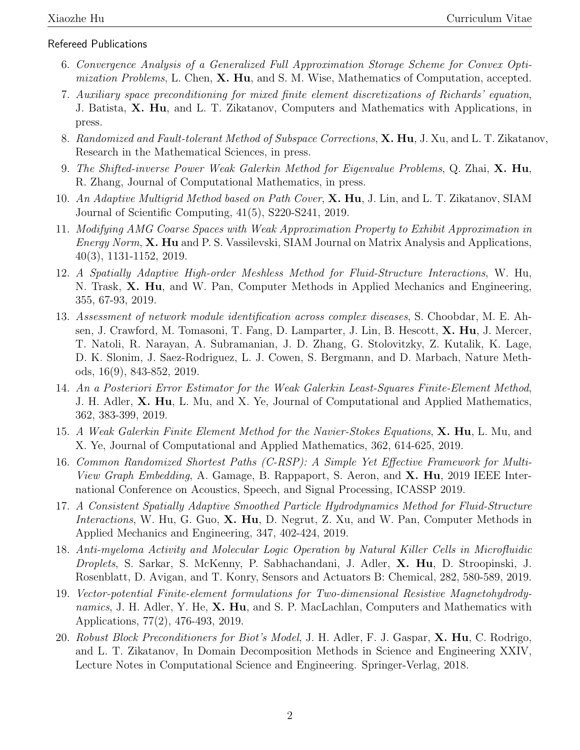Refereed Publications

6. *Convergence Analysis of a Generalized Full Approximation Storage Scheme for Convex Optimization Problems*, L. Chen, **X. Hu**, and S. M. Wise, Mathematics of Computation, accepted.
7. *Auxiliary space preconditioning for mixed finite element discretizations of Richards' equation*, J. Batista, **X. Hu**, and L. T. Zikatanov, Computers and Mathematics with Applications, in press.
8. *Randomized and Fault-tolerant Method of Subspace Corrections*, **X. Hu**, J. Xu, and L. T. Zikatanov, Research in the Mathematical Sciences, in press.
9. *The Shifted-inverse Power Weak Galerkin Method for Eigenvalue Problems*, Q. Zhai, **X. Hu**, R. Zhang, Journal of Computational Mathematics, in press.
10. *An Adaptive Multigrid Method based on Path Cover*, **X. Hu**, J. Lin, and L. T. Zikatanov, SIAM Journal of Scientific Computing, 41(5), S220-S241, 2019.
11. *Modifying AMG Coarse Spaces with Weak Approximation Property to Exhibit Approximation in Energy Norm*, **X. Hu** and P. S. Vassilevski, SIAM Journal on Matrix Analysis and Applications, 40(3), 1131-1152, 2019.
12. *A Spatially Adaptive High-order Meshless Method for Fluid-Structure Interactions*, W. Hu, N. Trask, **X. Hu**, and W. Pan, Computer Methods in Applied Mechanics and Engineering, 355, 67-93, 2019.
13. *Assessment of network module identification across complex diseases*, S. Choobdar, M. E. Ahsen, J. Crawford, M. Tomasoni, T. Fang, D. Lamparter, J. Lin, B. Hescott, **X. Hu**, J. Mercer, T. Natoli, R. Narayan, A. Subramanian, J. D. Zhang, G. Stolovitzky, Z. Kutalik, K. Lage, D. K. Slonim, J. Saez-Rodriguez, L. J. Cowen, S. Bergmann, and D. Marbach, Nature Methods, 16(9), 843-852, 2019.
14. *An a Posteriori Error Estimator for the Weak Galerkin Least-Squares Finite-Element Method*, J. H. Adler, **X. Hu**, L. Mu, and X. Ye, Journal of Computational and Applied Mathematics, 362, 383-399, 2019.
15. *A Weak Galerkin Finite Element Method for the Navier-Stokes Equations*, **X. Hu**, L. Mu, and X. Ye, Journal of Computational and Applied Mathematics, 362, 614-625, 2019.
16. *Common Randomized Shortest Paths (C-RSP): A Simple Yet Effective Framework for Multi-View Graph Embedding*, A. Gamage, B. Rappaport, S. Aeron, and **X. Hu**, 2019 IEEE International Conference on Acoustics, Speech, and Signal Processing, ICASSP 2019.
17. *A Consistent Spatially Adaptive Smoothed Particle Hydrodynamics Method for Fluid-Structure Interactions*, W. Hu, G. Guo, **X. Hu**, D. Negrut, Z. Xu, and W. Pan, Computer Methods in Applied Mechanics and Engineering, 347, 402-424, 2019.
18. *Anti-myeloma Activity and Molecular Logic Operation by Natural Killer Cells in Microfluidic Droplets*, S. Sarkar, S. McKenny, P. Sabhachandani, J. Adler, **X. Hu**, D. Stroopinski, J. Rosenblatt, D. Avigan, and T. Konry, Sensors and Actuators B: Chemical, 282, 580-589, 2019.
19. *Vector-potential Finite-element formulations for Two-dimensional Resistive Magnetohydrodynamics*, J. H. Adler, Y. He, **X. Hu**, and S. P. MacLachlan, Computers and Mathematics with Applications, 77(2), 476-493, 2019.
20. *Robust Block Preconditioners for Biot's Model*, J. H. Adler, F. J. Gaspar, **X. Hu**, C. Rodrigo, and L. T. Zikatanov, In Domain Decomposition Methods in Science and Engineering XXIV, Lecture Notes in Computational Science and Engineering. Springer-Verlag, 2018.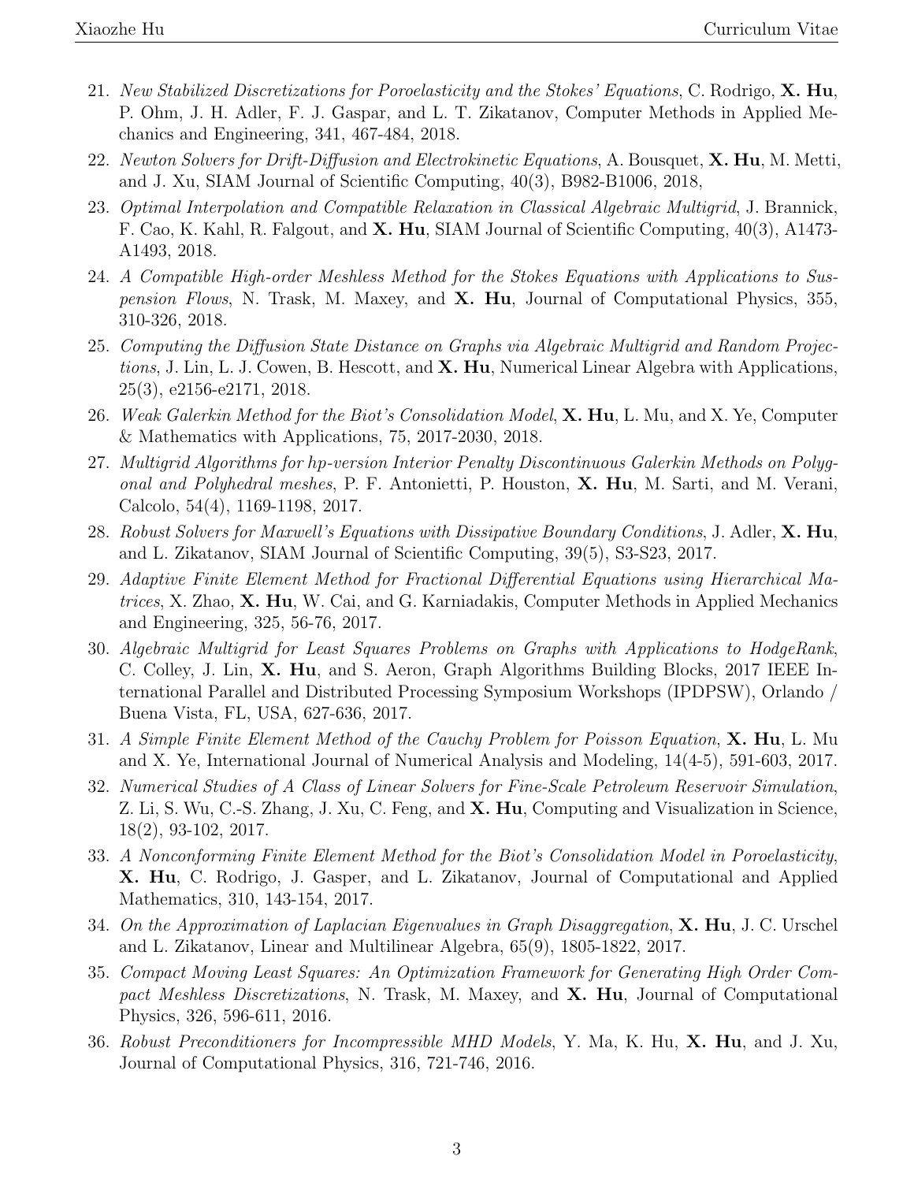21. *New Stabilized Discretizations for Poroelasticity and the Stokes' Equations*, C. Rodrigo, **X. Hu**, P. Ohm, J. H. Adler, F. J. Gaspar, and L. T. Zikatanov, Computer Methods in Applied Mechanics and Engineering, 341, 467-484, 2018.
22. *Newton Solvers for Drift-Diffusion and Electrokinetic Equations*, A. Bousquet, **X. Hu**, M. Metti, and J. Xu, SIAM Journal of Scientific Computing, 40(3), B982-B1006, 2018,
23. *Optimal Interpolation and Compatible Relaxation in Classical Algebraic Multigrid*, J. Brannick, F. Cao, K. Kahl, R. Falgout, and **X. Hu**, SIAM Journal of Scientific Computing, 40(3), A1473-A1493, 2018.
24. *A Compatible High-order Meshless Method for the Stokes Equations with Applications to Suspension Flows*, N. Trask, M. Maxey, and **X. Hu**, Journal of Computational Physics, 355, 310-326, 2018.
25. *Computing the Diffusion State Distance on Graphs via Algebraic Multigrid and Random Projections*, J. Lin, L. J. Cowen, B. Hescott, and **X. Hu**, Numerical Linear Algebra with Applications, 25(3), e2156-e2171, 2018.
26. *Weak Galerkin Method for the Biot's Consolidation Model*, **X. Hu**, L. Mu, and X. Ye, Computer & Mathematics with Applications, 75, 2017-2030, 2018.
27. *Multigrid Algorithms for hp-version Interior Penalty Discontinuous Galerkin Methods on Polygonal and Polyhedral meshes*, P. F. Antonietti, P. Houston, **X. Hu**, M. Sarti, and M. Verani, Calcolo, 54(4), 1169-1198, 2017.
28. *Robust Solvers for Maxwell's Equations with Dissipative Boundary Conditions*, J. Adler, **X. Hu**, and L. Zikatanov, SIAM Journal of Scientific Computing, 39(5), S3-S23, 2017.
29. *Adaptive Finite Element Method for Fractional Differential Equations using Hierarchical Matrices*, X. Zhao, **X. Hu**, W. Cai, and G. Karniadakis, Computer Methods in Applied Mechanics and Engineering, 325, 56-76, 2017.
30. *Algebraic Multigrid for Least Squares Problems on Graphs with Applications to HodgeRank*, C. Colley, J. Lin, **X. Hu**, and S. Aeron, Graph Algorithms Building Blocks, 2017 IEEE International Parallel and Distributed Processing Symposium Workshops (IPDPSW), Orlando / Buena Vista, FL, USA, 627-636, 2017.
31. *A Simple Finite Element Method of the Cauchy Problem for Poisson Equation*, **X. Hu**, L. Mu and X. Ye, International Journal of Numerical Analysis and Modeling, 14(4-5), 591-603, 2017.
32. *Numerical Studies of A Class of Linear Solvers for Fine-Scale Petroleum Reservoir Simulation*, Z. Li, S. Wu, C.-S. Zhang, J. Xu, C. Feng, and **X. Hu**, Computing and Visualization in Science, 18(2), 93-102, 2017.
33. *A Nonconforming Finite Element Method for the Biot's Consolidation Model in Poroelasticity*, **X. Hu**, C. Rodrigo, J. Gasper, and L. Zikatanov, Journal of Computational and Applied Mathematics, 310, 143-154, 2017.
34. *On the Approximation of Laplacian Eigenvalues in Graph Disaggregation*, **X. Hu**, J. C. Urschel and L. Zikatanov, Linear and Multilinear Algebra, 65(9), 1805-1822, 2017.
35. *Compact Moving Least Squares: An Optimization Framework for Generating High Order Compact Meshless Discretizations*, N. Trask, M. Maxey, and **X. Hu**, Journal of Computational Physics, 326, 596-611, 2016.
36. *Robust Preconditioners for Incompressible MHD Models*, Y. Ma, K. Hu, **X. Hu**, and J. Xu, Journal of Computational Physics, 316, 721-746, 2016.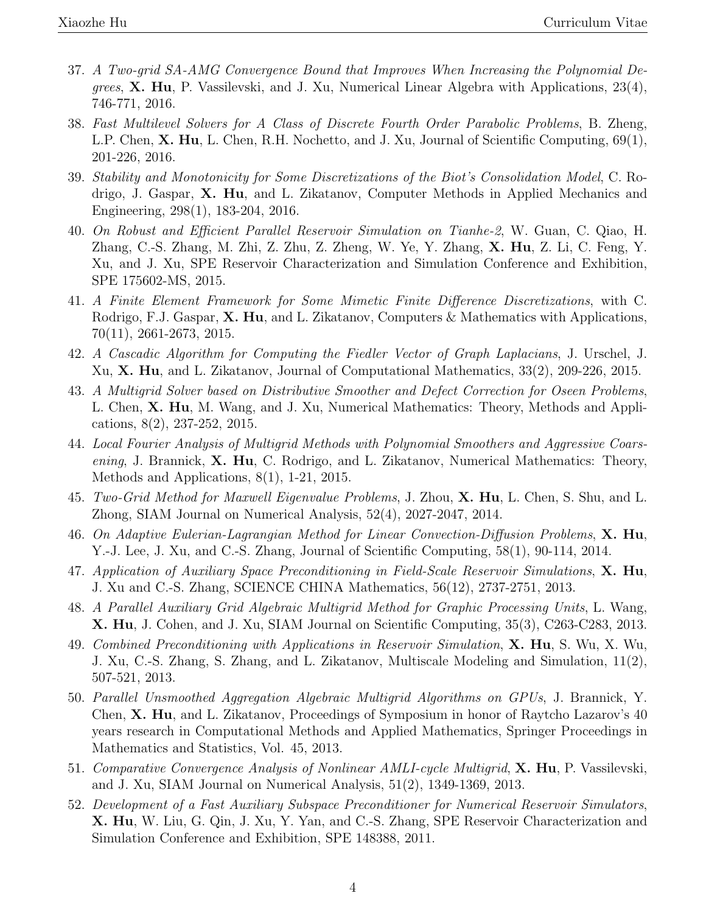37. *A Two-grid SA-AMG Convergence Bound that Improves When Increasing the Polynomial Degrees*, **X. Hu**, P. Vassilevski, and J. Xu, Numerical Linear Algebra with Applications, 23(4), 746-771, 2016.
38. *Fast Multilevel Solvers for A Class of Discrete Fourth Order Parabolic Problems*, B. Zheng, L.P. Chen, **X. Hu**, L. Chen, R.H. Nochetto, and J. Xu, Journal of Scientific Computing, 69(1), 201-226, 2016.
39. *Stability and Monotonicity for Some Discretizations of the Biot's Consolidation Model*, C. Rodrigo, J. Gaspar, **X. Hu**, and L. Zikatanov, Computer Methods in Applied Mechanics and Engineering, 298(1), 183-204, 2016.
40. *On Robust and Efficient Parallel Reservoir Simulation on Tianhe-2*, W. Guan, C. Qiao, H. Zhang, C.-S. Zhang, M. Zhi, Z. Zhu, Z. Zheng, W. Ye, Y. Zhang, **X. Hu**, Z. Li, C. Feng, Y. Xu, and J. Xu, SPE Reservoir Characterization and Simulation Conference and Exhibition, SPE 175602-MS, 2015.
41. *A Finite Element Framework for Some Mimetic Finite Difference Discretizations*, with C. Rodrigo, F.J. Gaspar, **X. Hu**, and L. Zikatanov, Computers & Mathematics with Applications, 70(11), 2661-2673, 2015.
42. *A Cascadic Algorithm for Computing the Fiedler Vector of Graph Laplacians*, J. Urschel, J. Xu, **X. Hu**, and L. Zikatanov, Journal of Computational Mathematics, 33(2), 209-226, 2015.
43. *A Multigrid Solver based on Distributive Smoother and Defect Correction for Oseen Problems*, L. Chen, **X. Hu**, M. Wang, and J. Xu, Numerical Mathematics: Theory, Methods and Applications, 8(2), 237-252, 2015.
44. *Local Fourier Analysis of Multigrid Methods with Polynomial Smoothers and Aggressive Coarsening*, J. Brannick, **X. Hu**, C. Rodrigo, and L. Zikatanov, Numerical Mathematics: Theory, Methods and Applications, 8(1), 1-21, 2015.
45. *Two-Grid Method for Maxwell Eigenvalue Problems*, J. Zhou, **X. Hu**, L. Chen, S. Shu, and L. Zhong, SIAM Journal on Numerical Analysis, 52(4), 2027-2047, 2014.
46. *On Adaptive Eulerian-Lagrangian Method for Linear Convection-Diffusion Problems*, **X. Hu**, Y.-J. Lee, J. Xu, and C.-S. Zhang, Journal of Scientific Computing, 58(1), 90-114, 2014.
47. *Application of Auxiliary Space Preconditioning in Field-Scale Reservoir Simulations*, **X. Hu**, J. Xu and C.-S. Zhang, SCIENCE CHINA Mathematics, 56(12), 2737-2751, 2013.
48. *A Parallel Auxiliary Grid Algebraic Multigrid Method for Graphic Processing Units*, L. Wang, **X. Hu**, J. Cohen, and J. Xu, SIAM Journal on Scientific Computing, 35(3), C263-C283, 2013.
49. *Combined Preconditioning with Applications in Reservoir Simulation*, **X. Hu**, S. Wu, X. Wu, J. Xu, C.-S. Zhang, S. Zhang, and L. Zikatanov, Multiscale Modeling and Simulation, 11(2), 507-521, 2013.
50. *Parallel Unsmoothed Aggregation Algebraic Multigrid Algorithms on GPUs*, J. Brannick, Y. Chen, **X. Hu**, and L. Zikatanov, Proceedings of Symposium in honor of Raytcho Lazarov's 40 years research in Computational Methods and Applied Mathematics, Springer Proceedings in Mathematics and Statistics, Vol. 45, 2013.
51. *Comparative Convergence Analysis of Nonlinear AMLI-cycle Multigrid*, **X. Hu**, P. Vassilevski, and J. Xu, SIAM Journal on Numerical Analysis, 51(2), 1349-1369, 2013.
52. *Development of a Fast Auxiliary Subspace Preconditioner for Numerical Reservoir Simulators*, **X. Hu**, W. Liu, G. Qin, J. Xu, Y. Yan, and C.-S. Zhang, SPE Reservoir Characterization and Simulation Conference and Exhibition, SPE 148388, 2011.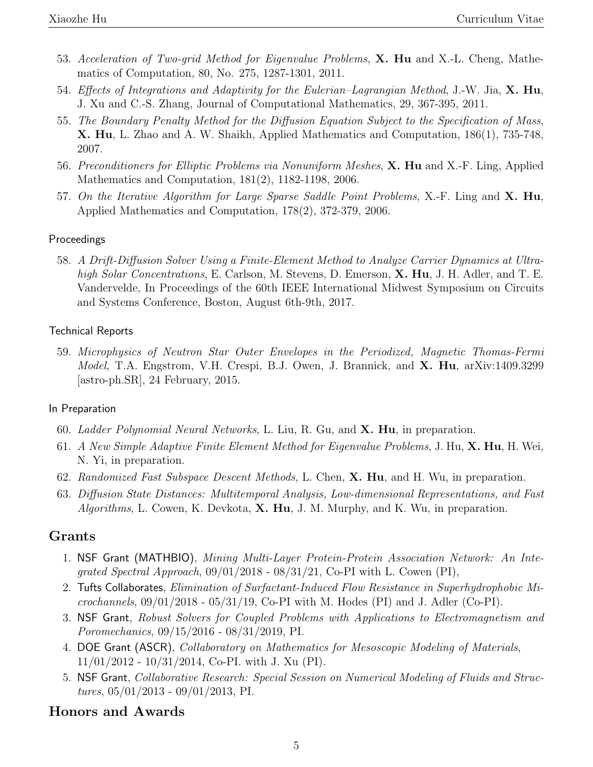53. *Acceleration of Two-grid Method for Eigenvalue Problems*, **X. Hu** and X.-L. Cheng, Mathematics of Computation, 80, No. 275, 1287-1301, 2011.
54. *Effects of Integrations and Adaptivity for the Eulerian–Lagrangian Method*, J.-W. Jia, **X. Hu**, J. Xu and C.-S. Zhang, Journal of Computational Mathematics, 29, 367-395, 2011.
55. *The Boundary Penalty Method for the Diffusion Equation Subject to the Specification of Mass*, **X. Hu**, L. Zhao and A. W. Shaikh, Applied Mathematics and Computation, 186(1), 735-748, 2007.
56. *Preconditioners for Elliptic Problems via Nonuniform Meshes*, **X. Hu** and X.-F. Ling, Applied Mathematics and Computation, 181(2), 1182-1198, 2006.
57. *On the Iterative Algorithm for Large Sparse Saddle Point Problems*, X.-F. Ling and **X. Hu**, Applied Mathematics and Computation, 178(2), 372-379, 2006.

### Proceedings

58. *A Drift-Diffusion Solver Using a Finite-Element Method to Analyze Carrier Dynamics at Ultrahigh Solar Concentrations*, E. Carlson, M. Stevens, D. Emerson, **X. Hu**, J. H. Adler, and T. E. Vandervelde, In Proceedings of the 60th IEEE International Midwest Symposium on Circuits and Systems Conference, Boston, August 6th-9th, 2017.

### Technical Reports

59. *Microphysics of Neutron Star Outer Envelopes in the Periodized, Magnetic Thomas-Fermi Model*, T.A. Engstrom, V.H. Crespi, B.J. Owen, J. Brannick, and **X. Hu**, arXiv:1409.3299 [astro-ph.SR], 24 February, 2015.

### In Preparation

60. *Ladder Polynomial Neural Networks*, L. Liu, R. Gu, and **X. Hu**, in preparation.
61. *A New Simple Adaptive Finite Element Method for Eigenvalue Problems*, J. Hu, **X. Hu**, H. Wei, N. Yi, in preparation.
62. *Randomized Fast Subspace Descent Methods*, L. Chen, **X. Hu**, and H. Wu, in preparation.
63. *Diffusion State Distances: Multitemporal Analysis, Low-dimensional Representations, and Fast Algorithms*, L. Cowen, K. Devkota, **X. Hu**, J. M. Murphy, and K. Wu, in preparation.

## Grants

1. NSF Grant (MATHBIO), *Mining Multi-Layer Protein-Protein Association Network: An Integrated Spectral Approach*, 09/01/2018 - 08/31/21, Co-PI with L. Cowen (PI),
2. Tufts Collaborates, *Elimination of Surfactant-Induced Flow Resistance in Superhydrophobic Microchannels*, 09/01/2018 - 05/31/19, Co-PI with M. Hodes (PI) and J. Adler (Co-PI).
3. NSF Grant, *Robust Solvers for Coupled Problems with Applications to Electromagnetism and Poromechanics*, 09/15/2016 - 08/31/2019, PI.
4. DOE Grant (ASCR), *Collaboratory on Mathematics for Mesoscopic Modeling of Materials*, 11/01/2012 - 10/31/2014, Co-PI. with J. Xu (PI).
5. NSF Grant, *Collaborative Research: Special Session on Numerical Modeling of Fluids and Structures*, 05/01/2013 - 09/01/2013, PI.

## Honors and Awards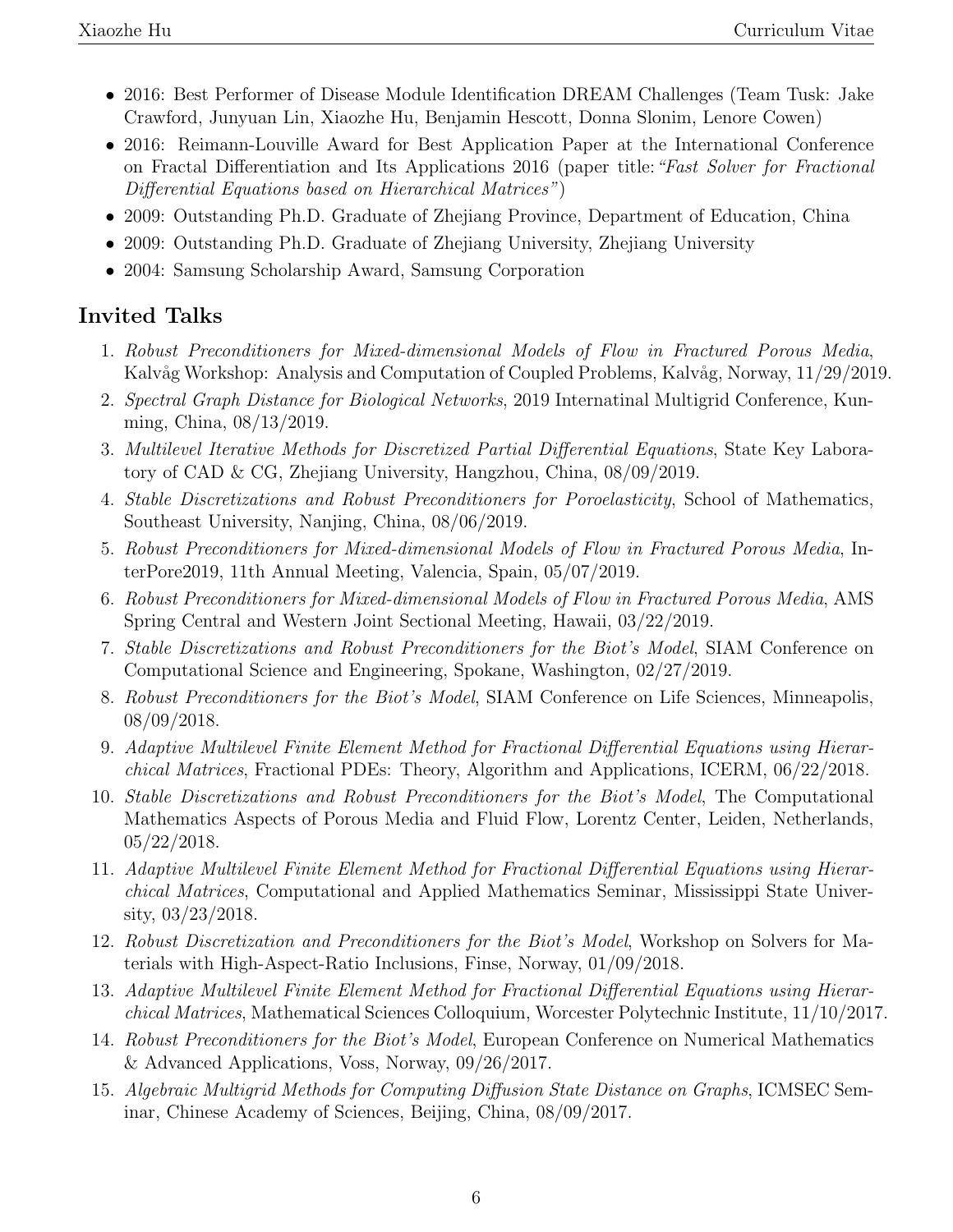- 2016: Best Performer of Disease Module Identification DREAM Challenges (Team Tusk: Jake Crawford, Junyuan Lin, Xiaozhe Hu, Benjamin Hescott, Donna Slonim, Lenore Cowen)
- 2016: Reimann-Louville Award for Best Application Paper at the International Conference on Fractal Differentiation and Its Applications 2016 (paper title: *"Fast Solver for Fractional Differential Equations based on Hierarchical Matrices"*)
- 2009: Outstanding Ph.D. Graduate of Zhejiang Province, Department of Education, China
- 2009: Outstanding Ph.D. Graduate of Zhejiang University, Zhejiang University
- 2004: Samsung Scholarship Award, Samsung Corporation

## Invited Talks

1. *Robust Preconditioners for Mixed-dimensional Models of Flow in Fractured Porous Media*, Kalvåg Workshop: Analysis and Computation of Coupled Problems, Kalvåg, Norway, 11/29/2019.
2. *Spectral Graph Distance for Biological Networks*, 2019 Internatinal Multigrid Conference, Kunming, China, 08/13/2019.
3. *Multilevel Iterative Methods for Discretized Partial Differential Equations*, State Key Laboratory of CAD & CG, Zhejiang University, Hangzhou, China, 08/09/2019.
4. *Stable Discretizations and Robust Preconditioners for Poroelasticity*, School of Mathematics, Southeast University, Nanjing, China, 08/06/2019.
5. *Robust Preconditioners for Mixed-dimensional Models of Flow in Fractured Porous Media*, InterPore2019, 11th Annual Meeting, Valencia, Spain, 05/07/2019.
6. *Robust Preconditioners for Mixed-dimensional Models of Flow in Fractured Porous Media*, AMS Spring Central and Western Joint Sectional Meeting, Hawaii, 03/22/2019.
7. *Stable Discretizations and Robust Preconditioners for the Biot's Model*, SIAM Conference on Computational Science and Engineering, Spokane, Washington, 02/27/2019.
8. *Robust Preconditioners for the Biot's Model*, SIAM Conference on Life Sciences, Minneapolis, 08/09/2018.
9. *Adaptive Multilevel Finite Element Method for Fractional Differential Equations using Hierarchical Matrices*, Fractional PDEs: Theory, Algorithm and Applications, ICERM, 06/22/2018.
10. *Stable Discretizations and Robust Preconditioners for the Biot's Model*, The Computational Mathematics Aspects of Porous Media and Fluid Flow, Lorentz Center, Leiden, Netherlands, 05/22/2018.
11. *Adaptive Multilevel Finite Element Method for Fractional Differential Equations using Hierarchical Matrices*, Computational and Applied Mathematics Seminar, Mississippi State University, 03/23/2018.
12. *Robust Discretization and Preconditioners for the Biot's Model*, Workshop on Solvers for Materials with High-Aspect-Ratio Inclusions, Finse, Norway, 01/09/2018.
13. *Adaptive Multilevel Finite Element Method for Fractional Differential Equations using Hierarchical Matrices*, Mathematical Sciences Colloquium, Worcester Polytechnic Institute, 11/10/2017.
14. *Robust Preconditioners for the Biot's Model*, European Conference on Numerical Mathematics & Advanced Applications, Voss, Norway, 09/26/2017.
15. *Algebraic Multigrid Methods for Computing Diffusion State Distance on Graphs*, ICMSEC Seminar, Chinese Academy of Sciences, Beijing, China, 08/09/2017.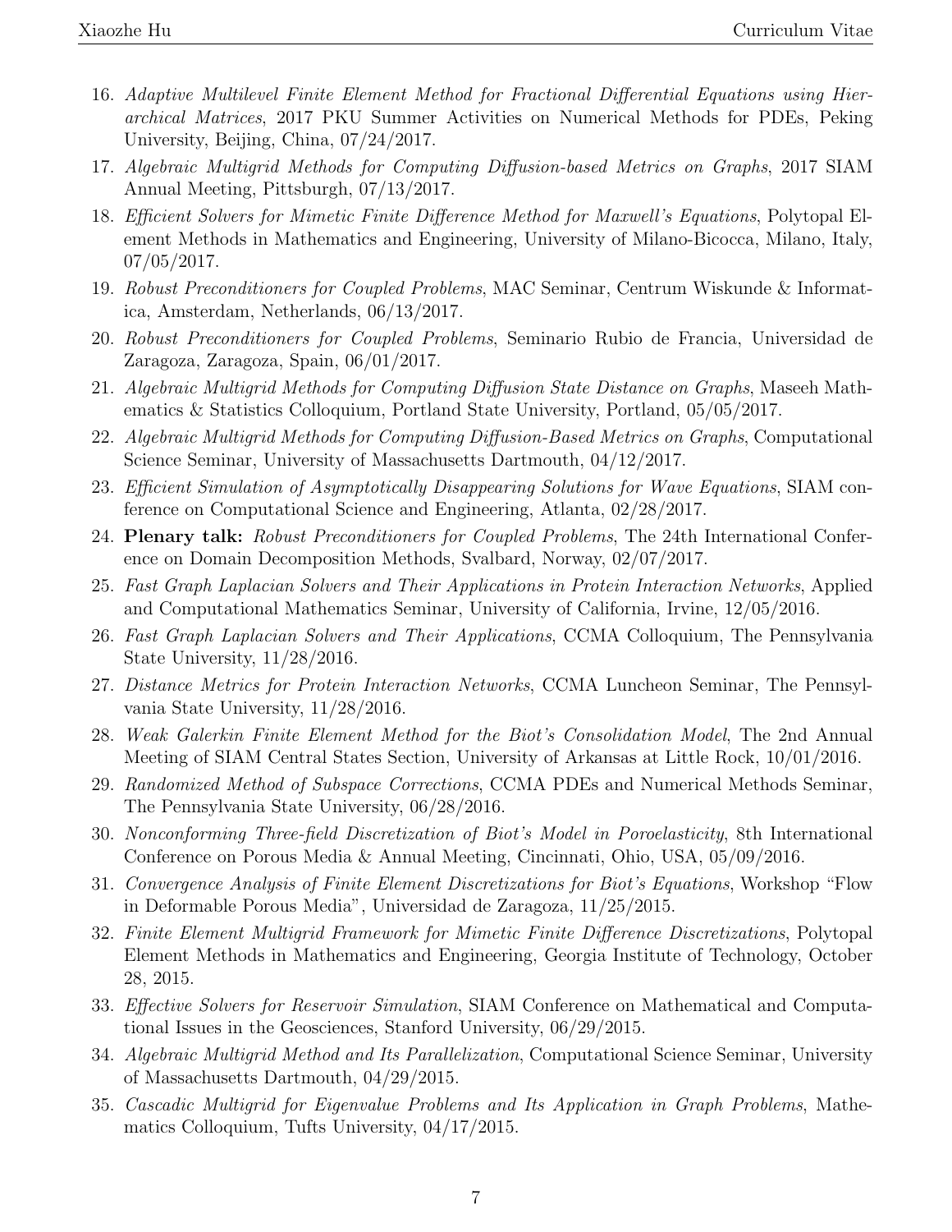16. *Adaptive Multilevel Finite Element Method for Fractional Differential Equations using Hierarchical Matrices*, 2017 PKU Summer Activities on Numerical Methods for PDEs, Peking University, Beijing, China, 07/24/2017.
17. *Algebraic Multigrid Methods for Computing Diffusion-based Metrics on Graphs*, 2017 SIAM Annual Meeting, Pittsburgh, 07/13/2017.
18. *Efficient Solvers for Mimetic Finite Difference Method for Maxwell's Equations*, Polytopal Element Methods in Mathematics and Engineering, University of Milano-Bicocca, Milano, Italy, 07/05/2017.
19. *Robust Preconditioners for Coupled Problems*, MAC Seminar, Centrum Wiskunde & Informatica, Amsterdam, Netherlands, 06/13/2017.
20. *Robust Preconditioners for Coupled Problems*, Seminario Rubio de Francia, Universidad de Zaragoza, Zaragoza, Spain, 06/01/2017.
21. *Algebraic Multigrid Methods for Computing Diffusion State Distance on Graphs*, Maseeh Mathematics & Statistics Colloquium, Portland State University, Portland, 05/05/2017.
22. *Algebraic Multigrid Methods for Computing Diffusion-Based Metrics on Graphs*, Computational Science Seminar, University of Massachusetts Dartmouth, 04/12/2017.
23. *Efficient Simulation of Asymptotically Disappearing Solutions for Wave Equations*, SIAM conference on Computational Science and Engineering, Atlanta, 02/28/2017.
24. **Plenary talk:** *Robust Preconditioners for Coupled Problems*, The 24th International Conference on Domain Decomposition Methods, Svalbard, Norway, 02/07/2017.
25. *Fast Graph Laplacian Solvers and Their Applications in Protein Interaction Networks*, Applied and Computational Mathematics Seminar, University of California, Irvine, 12/05/2016.
26. *Fast Graph Laplacian Solvers and Their Applications*, CCMA Colloquium, The Pennsylvania State University, 11/28/2016.
27. *Distance Metrics for Protein Interaction Networks*, CCMA Luncheon Seminar, The Pennsylvania State University, 11/28/2016.
28. *Weak Galerkin Finite Element Method for the Biot's Consolidation Model*, The 2nd Annual Meeting of SIAM Central States Section, University of Arkansas at Little Rock, 10/01/2016.
29. *Randomized Method of Subspace Corrections*, CCMA PDEs and Numerical Methods Seminar, The Pennsylvania State University, 06/28/2016.
30. *Nonconforming Three-field Discretization of Biot's Model in Poroelasticity*, 8th International Conference on Porous Media & Annual Meeting, Cincinnati, Ohio, USA, 05/09/2016.
31. *Convergence Analysis of Finite Element Discretizations for Biot's Equations*, Workshop "Flow in Deformable Porous Media", Universidad de Zaragoza, 11/25/2015.
32. *Finite Element Multigrid Framework for Mimetic Finite Difference Discretizations*, Polytopal Element Methods in Mathematics and Engineering, Georgia Institute of Technology, October 28, 2015.
33. *Effective Solvers for Reservoir Simulation*, SIAM Conference on Mathematical and Computational Issues in the Geosciences, Stanford University, 06/29/2015.
34. *Algebraic Multigrid Method and Its Parallelization*, Computational Science Seminar, University of Massachusetts Dartmouth, 04/29/2015.
35. *Cascadic Multigrid for Eigenvalue Problems and Its Application in Graph Problems*, Mathematics Colloquium, Tufts University, 04/17/2015.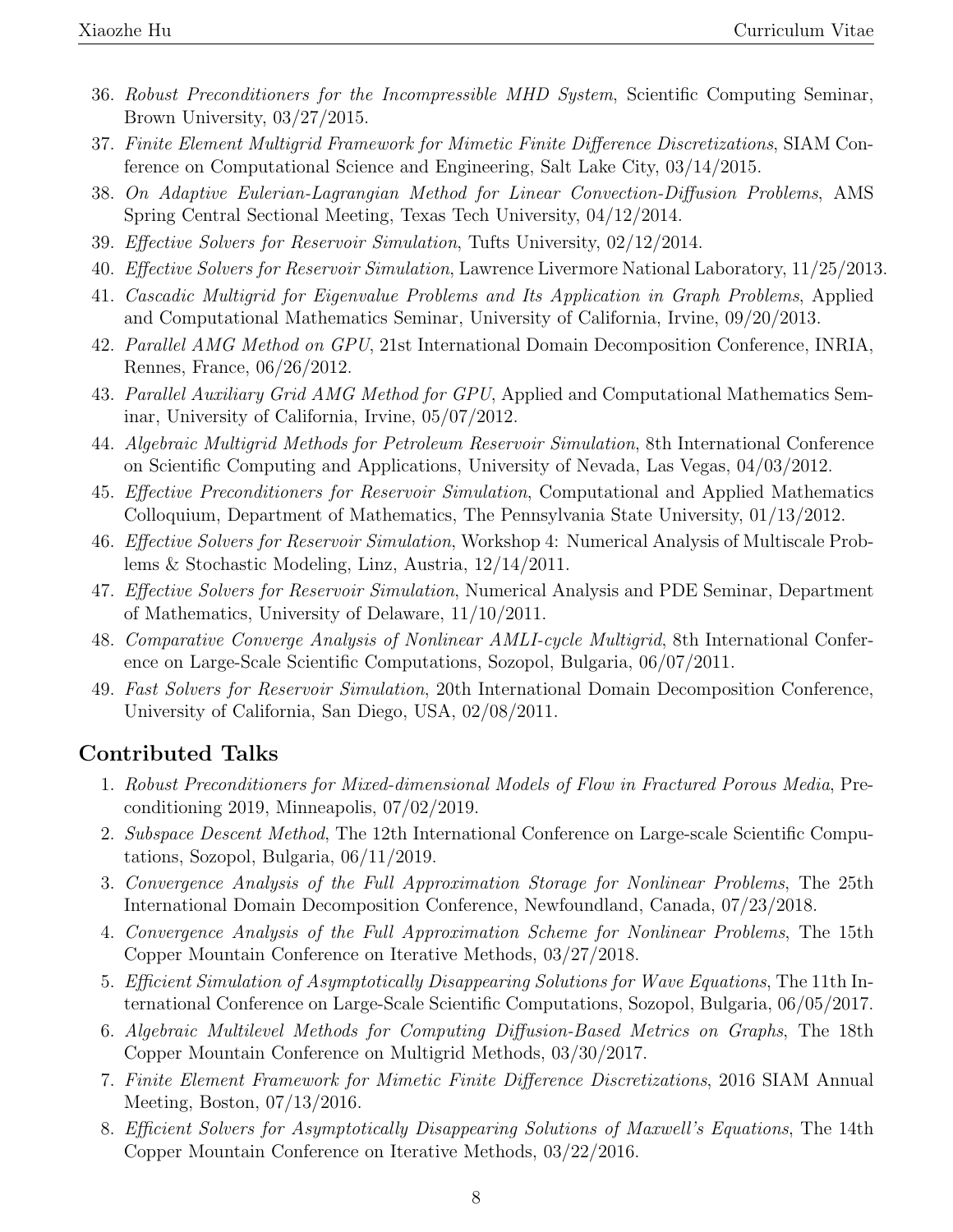36. *Robust Preconditioners for the Incompressible MHD System*, Scientific Computing Seminar, Brown University, 03/27/2015.
37. *Finite Element Multigrid Framework for Mimetic Finite Difference Discretizations*, SIAM Conference on Computational Science and Engineering, Salt Lake City, 03/14/2015.
38. *On Adaptive Eulerian-Lagrangian Method for Linear Convection-Diffusion Problems*, AMS Spring Central Sectional Meeting, Texas Tech University, 04/12/2014.
39. *Effective Solvers for Reservoir Simulation*, Tufts University, 02/12/2014.
40. *Effective Solvers for Reservoir Simulation*, Lawrence Livermore National Laboratory, 11/25/2013.
41. *Cascadic Multigrid for Eigenvalue Problems and Its Application in Graph Problems*, Applied and Computational Mathematics Seminar, University of California, Irvine, 09/20/2013.
42. *Parallel AMG Method on GPU*, 21st International Domain Decomposition Conference, INRIA, Rennes, France, 06/26/2012.
43. *Parallel Auxiliary Grid AMG Method for GPU*, Applied and Computational Mathematics Seminar, University of California, Irvine, 05/07/2012.
44. *Algebraic Multigrid Methods for Petroleum Reservoir Simulation*, 8th International Conference on Scientific Computing and Applications, University of Nevada, Las Vegas, 04/03/2012.
45. *Effective Preconditioners for Reservoir Simulation*, Computational and Applied Mathematics Colloquium, Department of Mathematics, The Pennsylvania State University, 01/13/2012.
46. *Effective Solvers for Reservoir Simulation*, Workshop 4: Numerical Analysis of Multiscale Problems & Stochastic Modeling, Linz, Austria, 12/14/2011.
47. *Effective Solvers for Reservoir Simulation*, Numerical Analysis and PDE Seminar, Department of Mathematics, University of Delaware, 11/10/2011.
48. *Comparative Converge Analysis of Nonlinear AMLI-cycle Multigrid*, 8th International Conference on Large-Scale Scientific Computations, Sozopol, Bulgaria, 06/07/2011.
49. *Fast Solvers for Reservoir Simulation*, 20th International Domain Decomposition Conference, University of California, San Diego, USA, 02/08/2011.

## Contributed Talks

1. *Robust Preconditioners for Mixed-dimensional Models of Flow in Fractured Porous Media*, Preconditioning 2019, Minneapolis, 07/02/2019.
2. *Subspace Descent Method*, The 12th International Conference on Large-scale Scientific Computations, Sozopol, Bulgaria, 06/11/2019.
3. *Convergence Analysis of the Full Approximation Storage for Nonlinear Problems*, The 25th International Domain Decomposition Conference, Newfoundland, Canada, 07/23/2018.
4. *Convergence Analysis of the Full Approximation Scheme for Nonlinear Problems*, The 15th Copper Mountain Conference on Iterative Methods, 03/27/2018.
5. *Efficient Simulation of Asymptotically Disappearing Solutions for Wave Equations*, The 11th International Conference on Large-Scale Scientific Computations, Sozopol, Bulgaria, 06/05/2017.
6. *Algebraic Multilevel Methods for Computing Diffusion-Based Metrics on Graphs*, The 18th Copper Mountain Conference on Multigrid Methods, 03/30/2017.
7. *Finite Element Framework for Mimetic Finite Difference Discretizations*, 2016 SIAM Annual Meeting, Boston, 07/13/2016.
8. *Efficient Solvers for Asymptotically Disappearing Solutions of Maxwell's Equations*, The 14th Copper Mountain Conference on Iterative Methods, 03/22/2016.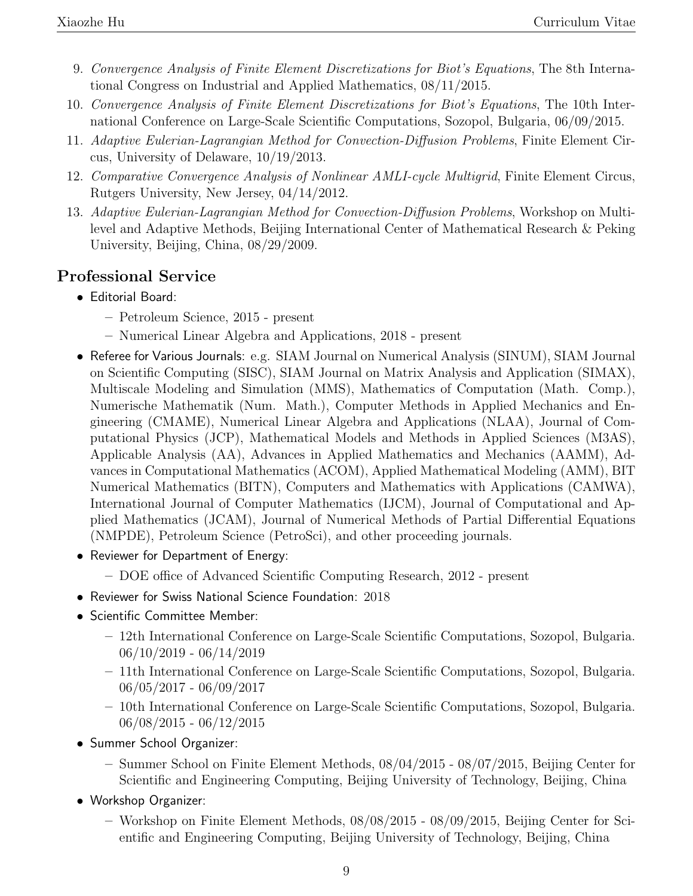9. *Convergence Analysis of Finite Element Discretizations for Biot's Equations*, The 8th International Congress on Industrial and Applied Mathematics, 08/11/2015.
10. *Convergence Analysis of Finite Element Discretizations for Biot's Equations*, The 10th International Conference on Large-Scale Scientific Computations, Sozopol, Bulgaria, 06/09/2015.
11. *Adaptive Eulerian-Lagrangian Method for Convection-Diffusion Problems*, Finite Element Circus, University of Delaware, 10/19/2013.
12. *Comparative Convergence Analysis of Nonlinear AMLI-cycle Multigrid*, Finite Element Circus, Rutgers University, New Jersey, 04/14/2012.
13. *Adaptive Eulerian-Lagrangian Method for Convection-Diffusion Problems*, Workshop on Multilevel and Adaptive Methods, Beijing International Center of Mathematical Research & Peking University, Beijing, China, 08/29/2009.

## Professional Service

- Editorial Board:
  - Petroleum Science, 2015 - present
  - Numerical Linear Algebra and Applications, 2018 - present
- Referee for Various Journals: e.g. SIAM Journal on Numerical Analysis (SINUM), SIAM Journal on Scientific Computing (SISC), SIAM Journal on Matrix Analysis and Application (SIMAX), Multiscale Modeling and Simulation (MMS), Mathematics of Computation (Math. Comp.), Numerische Mathematik (Num. Math.), Computer Methods in Applied Mechanics and Engineering (CMAME), Numerical Linear Algebra and Applications (NLAA), Journal of Computational Physics (JCP), Mathematical Models and Methods in Applied Sciences (M3AS), Applicable Analysis (AA), Advances in Applied Mathematics and Mechanics (AAMM), Advances in Computational Mathematics (ACOM), Applied Mathematical Modeling (AMM), BIT Numerical Mathematics (BITN), Computers and Mathematics with Applications (CAMWA), International Journal of Computer Mathematics (IJCM), Journal of Computational and Applied Mathematics (JCAM), Journal of Numerical Methods of Partial Differential Equations (NMPDE), Petroleum Science (PetroSci), and other proceeding journals.
- Reviewer for Department of Energy:
  - DOE office of Advanced Scientific Computing Research, 2012 - present
- Reviewer for Swiss National Science Foundation: 2018
- Scientific Committee Member:
  - 12th International Conference on Large-Scale Scientific Computations, Sozopol, Bulgaria. 06/10/2019 - 06/14/2019
  - 11th International Conference on Large-Scale Scientific Computations, Sozopol, Bulgaria. 06/05/2017 - 06/09/2017
  - 10th International Conference on Large-Scale Scientific Computations, Sozopol, Bulgaria. 06/08/2015 - 06/12/2015
- Summer School Organizer:
  - Summer School on Finite Element Methods, 08/04/2015 - 08/07/2015, Beijing Center for Scientific and Engineering Computing, Beijing University of Technology, Beijing, China
- Workshop Organizer:
  - Workshop on Finite Element Methods, 08/08/2015 - 08/09/2015, Beijing Center for Scientific and Engineering Computing, Beijing University of Technology, Beijing, China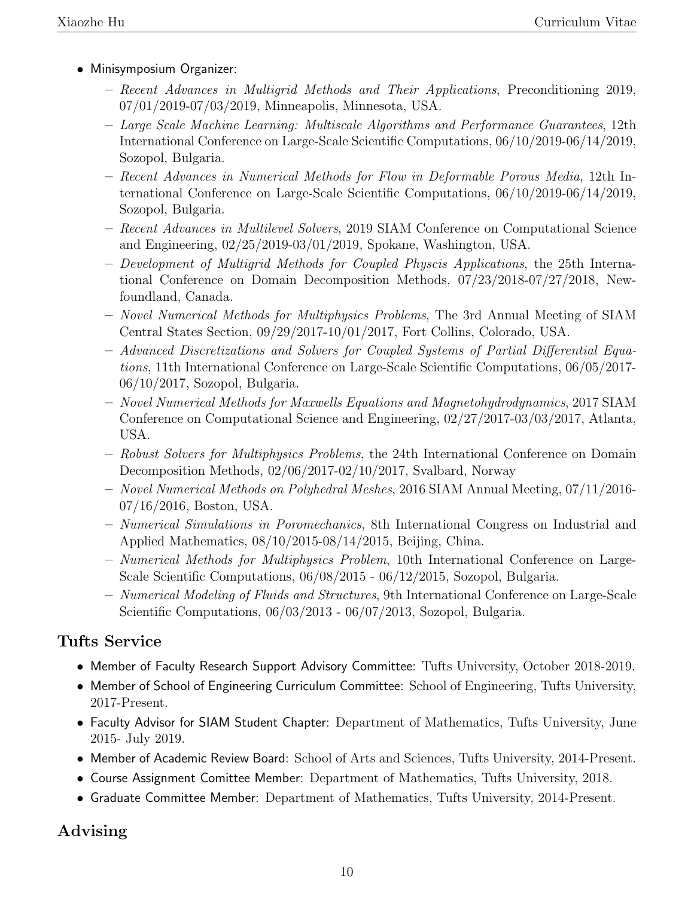- Minisymposium Organizer:
  - *Recent Advances in Multigrid Methods and Their Applications*, Preconditioning 2019, 07/01/2019-07/03/2019, Minneapolis, Minnesota, USA.
  - *Large Scale Machine Learning: Multiscale Algorithms and Performance Guarantees*, 12th International Conference on Large-Scale Scientific Computations, 06/10/2019-06/14/2019, Sozopol, Bulgaria.
  - *Recent Advances in Numerical Methods for Flow in Deformable Porous Media*, 12th International Conference on Large-Scale Scientific Computations, 06/10/2019-06/14/2019, Sozopol, Bulgaria.
  - *Recent Advances in Multilevel Solvers*, 2019 SIAM Conference on Computational Science and Engineering, 02/25/2019-03/01/2019, Spokane, Washington, USA.
  - *Development of Multigrid Methods for Coupled Physcis Applications*, the 25th International Conference on Domain Decomposition Methods, 07/23/2018-07/27/2018, Newfoundland, Canada.
  - *Novel Numerical Methods for Multiphysics Problems*, The 3rd Annual Meeting of SIAM Central States Section, 09/29/2017-10/01/2017, Fort Collins, Colorado, USA.
  - *Advanced Discretizations and Solvers for Coupled Systems of Partial Differential Equations*, 11th International Conference on Large-Scale Scientific Computations, 06/05/2017-06/10/2017, Sozopol, Bulgaria.
  - *Novel Numerical Methods for Maxwells Equations and Magnetohydrodynamics*, 2017 SIAM Conference on Computational Science and Engineering, 02/27/2017-03/03/2017, Atlanta, USA.
  - *Robust Solvers for Multiphysics Problems*, the 24th International Conference on Domain Decomposition Methods, 02/06/2017-02/10/2017, Svalbard, Norway
  - *Novel Numerical Methods on Polyhedral Meshes*, 2016 SIAM Annual Meeting, 07/11/2016-07/16/2016, Boston, USA.
  - *Numerical Simulations in Poromechanics*, 8th International Congress on Industrial and Applied Mathematics, 08/10/2015-08/14/2015, Beijing, China.
  - *Numerical Methods for Multiphysics Problem*, 10th International Conference on Large-Scale Scientific Computations, 06/08/2015 - 06/12/2015, Sozopol, Bulgaria.
  - *Numerical Modeling of Fluids and Structures*, 9th International Conference on Large-Scale Scientific Computations, 06/03/2013 - 06/07/2013, Sozopol, Bulgaria.

## Tufts Service

- Member of Faculty Research Support Advisory Committee: Tufts University, October 2018-2019.
- Member of School of Engineering Curriculum Committee: School of Engineering, Tufts University, 2017-Present.
- Faculty Advisor for SIAM Student Chapter: Department of Mathematics, Tufts University, June 2015- July 2019.
- Member of Academic Review Board: School of Arts and Sciences, Tufts University, 2014-Present.
- Course Assignment Comittee Member: Department of Mathematics, Tufts University, 2018.
- Graduate Committee Member: Department of Mathematics, Tufts University, 2014-Present.

## Advising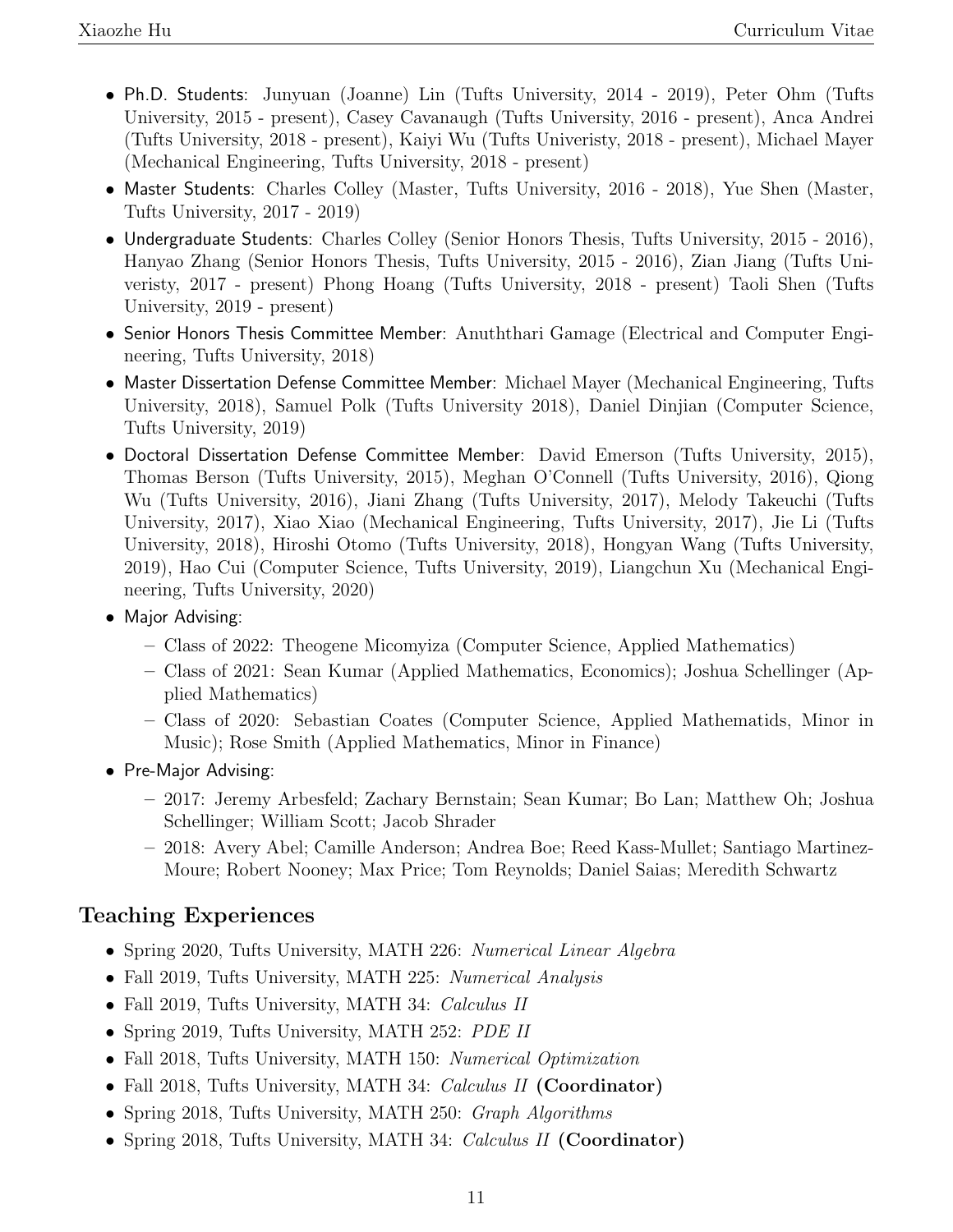- Ph.D. Students: Junyuan (Joanne) Lin (Tufts University, 2014 - 2019), Peter Ohm (Tufts University, 2015 - present), Casey Cavanaugh (Tufts University, 2016 - present), Anca Andrei (Tufts University, 2018 - present), Kaiyi Wu (Tufts Univeristy, 2018 - present), Michael Mayer (Mechanical Engineering, Tufts University, 2018 - present)
- Master Students: Charles Colley (Master, Tufts University, 2016 - 2018), Yue Shen (Master, Tufts University, 2017 - 2019)
- Undergraduate Students: Charles Colley (Senior Honors Thesis, Tufts University, 2015 - 2016), Hanyao Zhang (Senior Honors Thesis, Tufts University, 2015 - 2016), Zian Jiang (Tufts Univeristy, 2017 - present) Phong Hoang (Tufts University, 2018 - present) Taoli Shen (Tufts University, 2019 - present)
- Senior Honors Thesis Committee Member: Anuththari Gamage (Electrical and Computer Engineering, Tufts University, 2018)
- Master Dissertation Defense Committee Member: Michael Mayer (Mechanical Engineering, Tufts University, 2018), Samuel Polk (Tufts University 2018), Daniel Dinjian (Computer Science, Tufts University, 2019)
- Doctoral Dissertation Defense Committee Member: David Emerson (Tufts University, 2015), Thomas Berson (Tufts University, 2015), Meghan O'Connell (Tufts University, 2016), Qiong Wu (Tufts University, 2016), Jiani Zhang (Tufts University, 2017), Melody Takeuchi (Tufts University, 2017), Xiao Xiao (Mechanical Engineering, Tufts University, 2017), Jie Li (Tufts University, 2018), Hiroshi Otomo (Tufts University, 2018), Hongyan Wang (Tufts University, 2019), Hao Cui (Computer Science, Tufts University, 2019), Liangchun Xu (Mechanical Engineering, Tufts University, 2020)
- Major Advising:
  - Class of 2022: Theogene Micomyiza (Computer Science, Applied Mathematics)
  - Class of 2021: Sean Kumar (Applied Mathematics, Economics); Joshua Schellinger (Applied Mathematics)
  - Class of 2020: Sebastian Coates (Computer Science, Applied Mathematids, Minor in Music); Rose Smith (Applied Mathematics, Minor in Finance)
- Pre-Major Advising:
  - 2017: Jeremy Arbesfeld; Zachary Bernstain; Sean Kumar; Bo Lan; Matthew Oh; Joshua Schellinger; William Scott; Jacob Shrader
  - 2018: Avery Abel; Camille Anderson; Andrea Boe; Reed Kass-Mullet; Santiago Martinez-Moure; Robert Nooney; Max Price; Tom Reynolds; Daniel Saias; Meredith Schwartz

## Teaching Experiences

- Spring 2020, Tufts University, MATH 226: *Numerical Linear Algebra*
- Fall 2019, Tufts University, MATH 225: *Numerical Analysis*
- Fall 2019, Tufts University, MATH 34: *Calculus II*
- Spring 2019, Tufts University, MATH 252: *PDE II*
- Fall 2018, Tufts University, MATH 150: *Numerical Optimization*
- Fall 2018, Tufts University, MATH 34: *Calculus II* **(Coordinator)**
- Spring 2018, Tufts University, MATH 250: *Graph Algorithms*
- Spring 2018, Tufts University, MATH 34: *Calculus II* **(Coordinator)**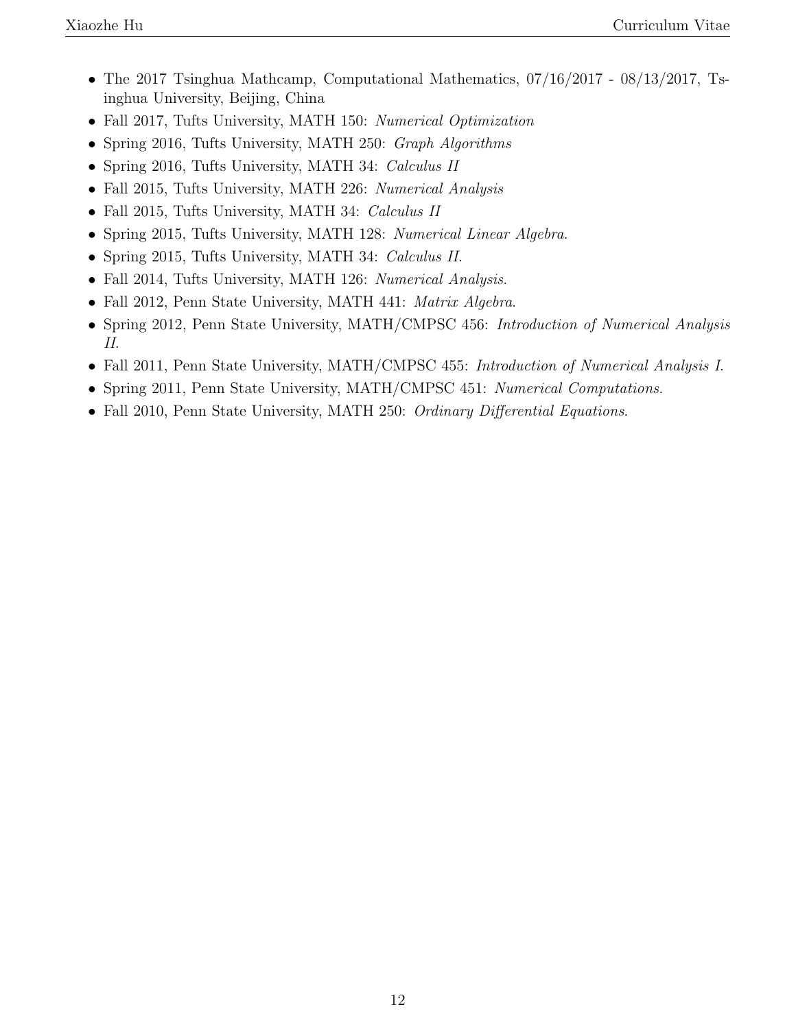- The 2017 Tsinghua Mathcamp, Computational Mathematics, 07/16/2017 - 08/13/2017, Tsinghua University, Beijing, China
- Fall 2017, Tufts University, MATH 150: *Numerical Optimization*
- Spring 2016, Tufts University, MATH 250: *Graph Algorithms*
- Spring 2016, Tufts University, MATH 34: *Calculus II*
- Fall 2015, Tufts University, MATH 226: *Numerical Analysis*
- Fall 2015, Tufts University, MATH 34: *Calculus II*
- Spring 2015, Tufts University, MATH 128: *Numerical Linear Algebra.*
- Spring 2015, Tufts University, MATH 34: *Calculus II.*
- Fall 2014, Tufts University, MATH 126: *Numerical Analysis.*
- Fall 2012, Penn State University, MATH 441: *Matrix Algebra.*
- Spring 2012, Penn State University, MATH/CMPSC 456: *Introduction of Numerical Analysis II.*
- Fall 2011, Penn State University, MATH/CMPSC 455: *Introduction of Numerical Analysis I.*
- Spring 2011, Penn State University, MATH/CMPSC 451: *Numerical Computations.*
- Fall 2010, Penn State University, MATH 250: *Ordinary Differential Equations.*